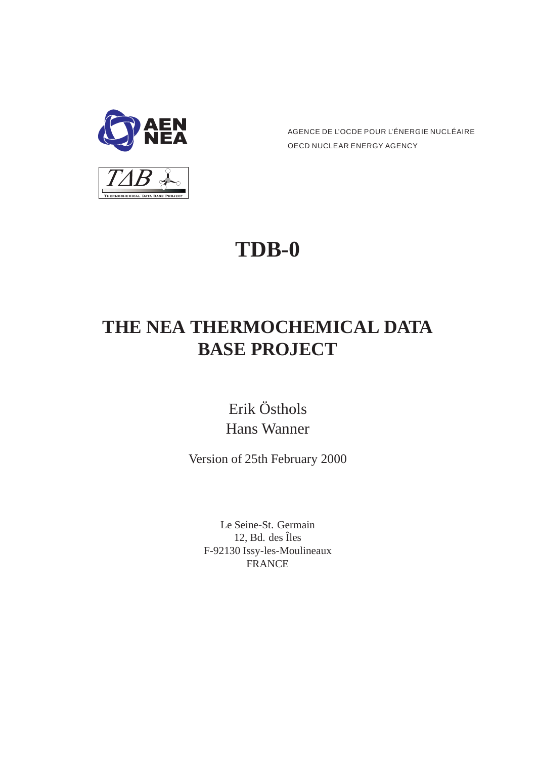AGENCE DE L'OCDE POUR L'ÉNERGIE NUCLÉAIRE

OECD NUCLEAR ENERGY AGENCY

# TDB-0

# THE NEA THERMOCHEMICAL DATA BASE PROJECT

Erik Östhols

Hans Wanner

Version of 25th February 2000

Le Seine-St. Germain

12, Bd. des Îles

F-92130 Issy-les-Moulineaux

FRANCE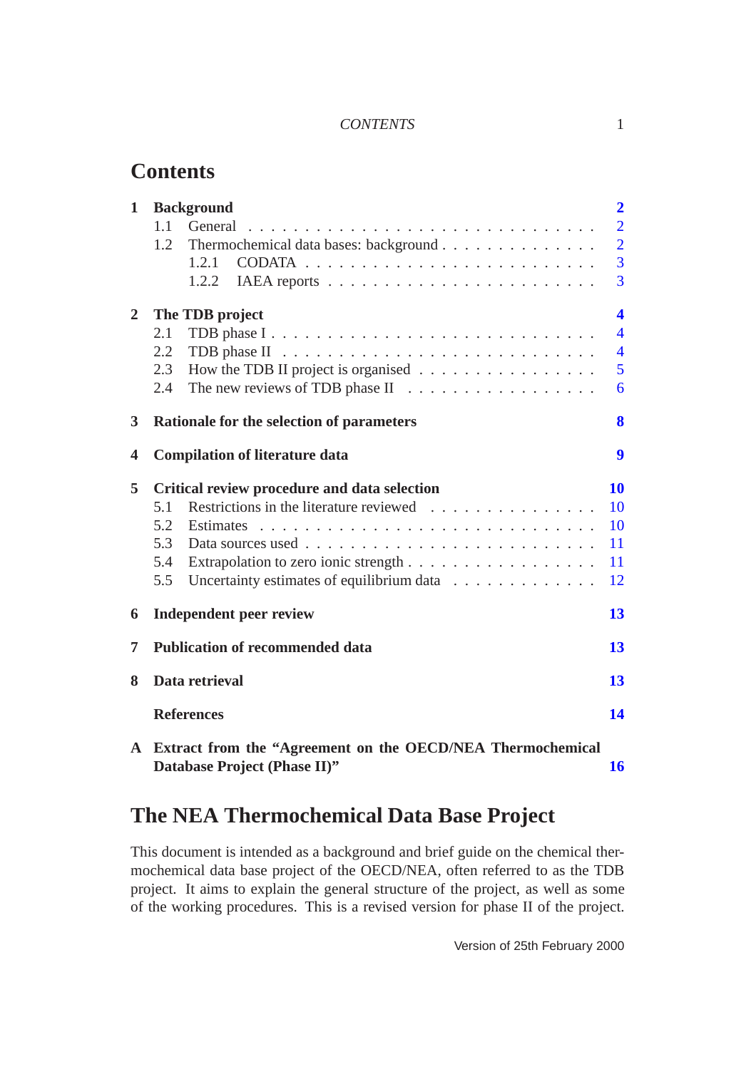# Contents

**1 Background** **2**
- 1.1 General . . . 2
- 1.2 Thermochemical data bases: background . . . 2
  - 1.2.1 CODATA . . . 3
  - 1.2.2 IAEA reports . . . 3

**2 The TDB project** **4**
- 2.1 TDB phase I . . . 4
- 2.2 TDB phase II . . . 4
- 2.3 How the TDB II project is organised . . . 5
- 2.4 The new reviews of TDB phase II . . . 6

**3 Rationale for the selection of parameters** **8**

**4 Compilation of literature data** **9**

**5 Critical review procedure and data selection** **10**
- 5.1 Restrictions in the literature reviewed . . . 10
- 5.2 Estimates . . . 10
- 5.3 Data sources used . . . 11
- 5.4 Extrapolation to zero ionic strength . . . 11
- 5.5 Uncertainty estimates of equilibrium data . . . 12

**6 Independent peer review** **13**

**7 Publication of recommended data** **13**

**8 Data retrieval** **13**

**References** **14**

**A Extract from the "Agreement on the OECD/NEA Thermochemical Database Project (Phase II)"** **16**

# The NEA Thermochemical Data Base Project

This document is intended as a background and brief guide on the chemical thermochemical data base project of the OECD/NEA, often referred to as the TDB project. It aims to explain the general structure of the project, as well as some of the working procedures. This is a revised version for phase II of the project.

Version of 25th February 2000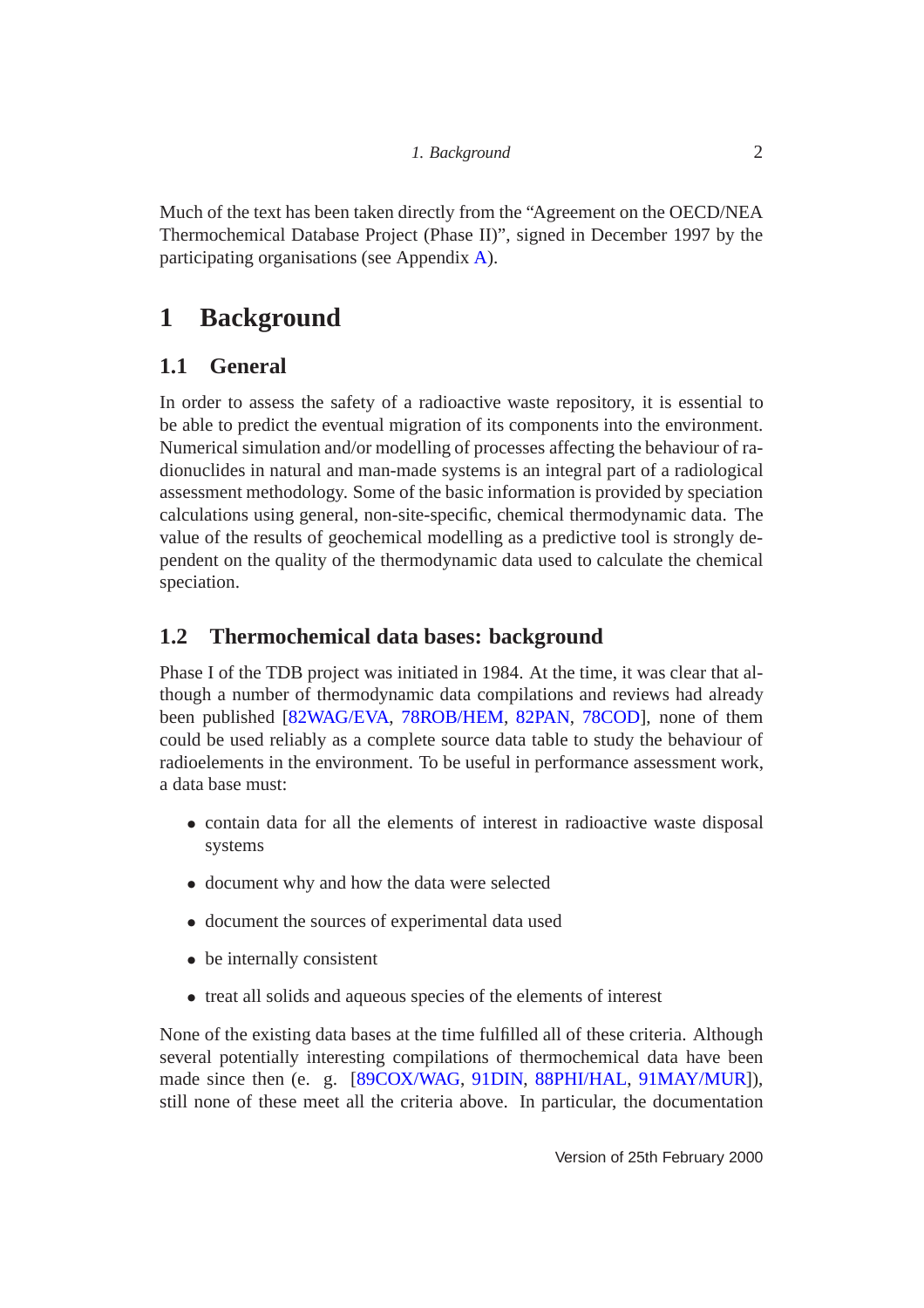Much of the text has been taken directly from the "Agreement on the OECD/NEA Thermochemical Database Project (Phase II)", signed in December 1997 by the participating organisations (see Appendix A).

# 1 Background

## 1.1 General

In order to assess the safety of a radioactive waste repository, it is essential to be able to predict the eventual migration of its components into the environment. Numerical simulation and/or modelling of processes affecting the behaviour of radionuclides in natural and man-made systems is an integral part of a radiological assessment methodology. Some of the basic information is provided by speciation calculations using general, non-site-specific, chemical thermodynamic data. The value of the results of geochemical modelling as a predictive tool is strongly dependent on the quality of the thermodynamic data used to calculate the chemical speciation.

## 1.2 Thermochemical data bases: background

Phase I of the TDB project was initiated in 1984. At the time, it was clear that although a number of thermodynamic data compilations and reviews had already been published [82WAG/EVA, 78ROB/HEM, 82PAN, 78COD], none of them could be used reliably as a complete source data table to study the behaviour of radioelements in the environment. To be useful in performance assessment work, a data base must:

- contain data for all the elements of interest in radioactive waste disposal systems
- document why and how the data were selected
- document the sources of experimental data used
- be internally consistent
- treat all solids and aqueous species of the elements of interest

None of the existing data bases at the time fulfilled all of these criteria. Although several potentially interesting compilations of thermochemical data have been made since then (e. g. [89COX/WAG, 91DIN, 88PHI/HAL, 91MAY/MUR]), still none of these meet all the criteria above. In particular, the documentation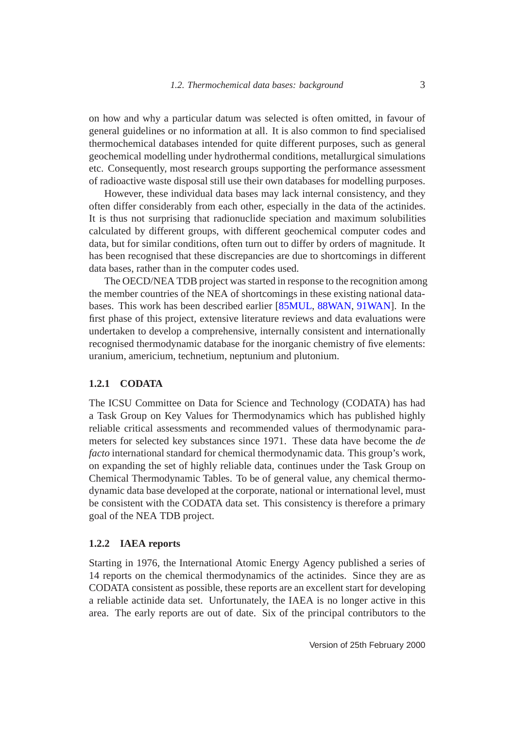on how and why a particular datum was selected is often omitted, in favour of general guidelines or no information at all. It is also common to find specialised thermochemical databases intended for quite different purposes, such as general geochemical modelling under hydrothermal conditions, metallurgical simulations etc. Consequently, most research groups supporting the performance assessment of radioactive waste disposal still use their own databases for modelling purposes.

However, these individual data bases may lack internal consistency, and they often differ considerably from each other, especially in the data of the actinides. It is thus not surprising that radionuclide speciation and maximum solubilities calculated by different groups, with different geochemical computer codes and data, but for similar conditions, often turn out to differ by orders of magnitude. It has been recognised that these discrepancies are due to shortcomings in different data bases, rather than in the computer codes used.

The OECD/NEA TDB project was started in response to the recognition among the member countries of the NEA of shortcomings in these existing national databases. This work has been described earlier [85MUL, 88WAN, 91WAN]. In the first phase of this project, extensive literature reviews and data evaluations were undertaken to develop a comprehensive, internally consistent and internationally recognised thermodynamic database for the inorganic chemistry of five elements: uranium, americium, technetium, neptunium and plutonium.

### 1.2.1 CODATA

The ICSU Committee on Data for Science and Technology (CODATA) has had a Task Group on Key Values for Thermodynamics which has published highly reliable critical assessments and recommended values of thermodynamic parameters for selected key substances since 1971. These data have become the *de facto* international standard for chemical thermodynamic data. This group's work, on expanding the set of highly reliable data, continues under the Task Group on Chemical Thermodynamic Tables. To be of general value, any chemical thermodynamic data base developed at the corporate, national or international level, must be consistent with the CODATA data set. This consistency is therefore a primary goal of the NEA TDB project.

### 1.2.2 IAEA reports

Starting in 1976, the International Atomic Energy Agency published a series of 14 reports on the chemical thermodynamics of the actinides. Since they are as CODATA consistent as possible, these reports are an excellent start for developing a reliable actinide data set. Unfortunately, the IAEA is no longer active in this area. The early reports are out of date. Six of the principal contributors to the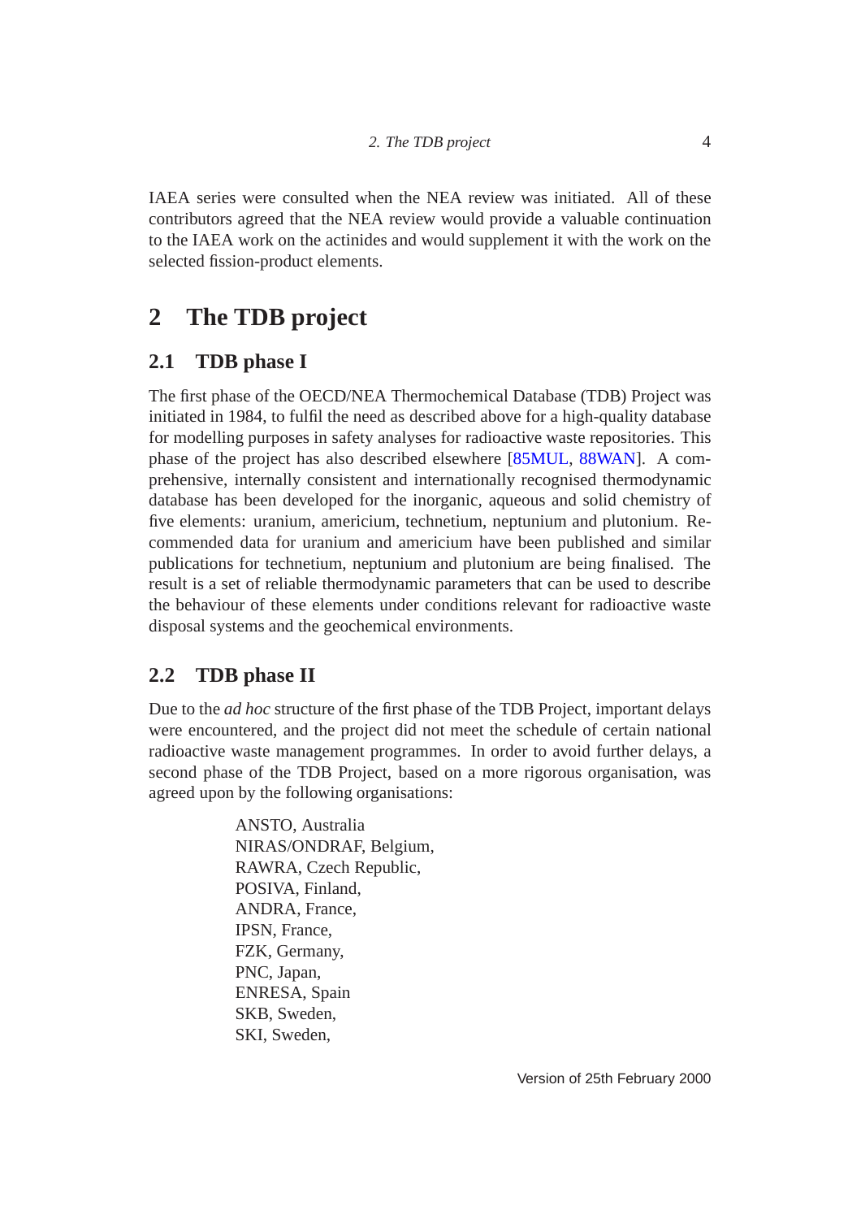IAEA series were consulted when the NEA review was initiated. All of these contributors agreed that the NEA review would provide a valuable continuation to the IAEA work on the actinides and would supplement it with the work on the selected fission-product elements.

# 2 The TDB project

## 2.1 TDB phase I

The first phase of the OECD/NEA Thermochemical Database (TDB) Project was initiated in 1984, to fulfil the need as described above for a high-quality database for modelling purposes in safety analyses for radioactive waste repositories. This phase of the project has also described elsewhere [85MUL, 88WAN]. A comprehensive, internally consistent and internationally recognised thermodynamic database has been developed for the inorganic, aqueous and solid chemistry of five elements: uranium, americium, technetium, neptunium and plutonium. Recommended data for uranium and americium have been published and similar publications for technetium, neptunium and plutonium are being finalised. The result is a set of reliable thermodynamic parameters that can be used to describe the behaviour of these elements under conditions relevant for radioactive waste disposal systems and the geochemical environments.

## 2.2 TDB phase II

Due to the *ad hoc* structure of the first phase of the TDB Project, important delays were encountered, and the project did not meet the schedule of certain national radioactive waste management programmes. In order to avoid further delays, a second phase of the TDB Project, based on a more rigorous organisation, was agreed upon by the following organisations:

ANSTO, Australia
NIRAS/ONDRAF, Belgium,
RAWRA, Czech Republic,
POSIVA, Finland,
ANDRA, France,
IPSN, France,
FZK, Germany,
PNC, Japan,
ENRESA, Spain
SKB, Sweden,
SKI, Sweden,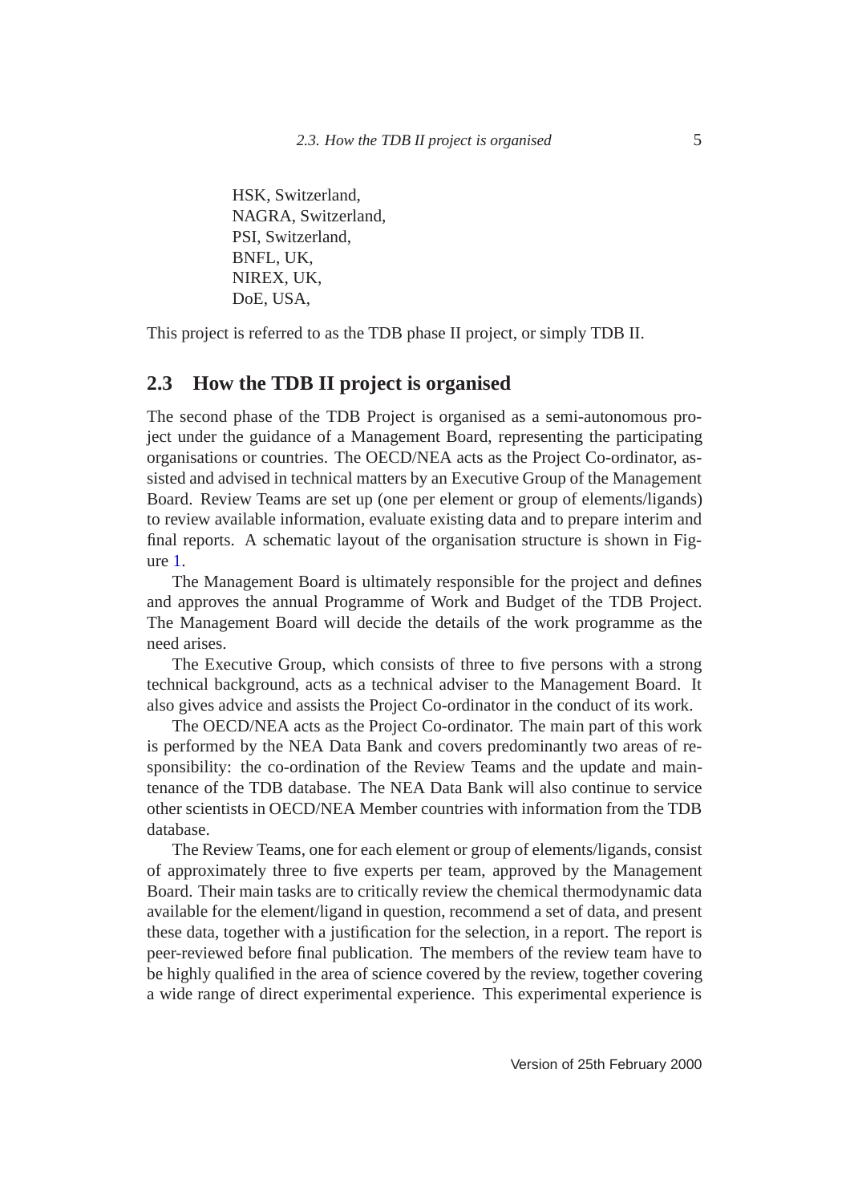HSK, Switzerland,  
NAGRA, Switzerland,  
PSI, Switzerland,  
BNFL, UK,  
NIREX, UK,  
DoE, USA,

This project is referred to as the TDB phase II project, or simply TDB II.

## 2.3 How the TDB II project is organised

The second phase of the TDB Project is organised as a semi-autonomous project under the guidance of a Management Board, representing the participating organisations or countries. The OECD/NEA acts as the Project Co-ordinator, assisted and advised in technical matters by an Executive Group of the Management Board. Review Teams are set up (one per element or group of elements/ligands) to review available information, evaluate existing data and to prepare interim and final reports. A schematic layout of the organisation structure is shown in Figure 1.

The Management Board is ultimately responsible for the project and defines and approves the annual Programme of Work and Budget of the TDB Project. The Management Board will decide the details of the work programme as the need arises.

The Executive Group, which consists of three to five persons with a strong technical background, acts as a technical adviser to the Management Board. It also gives advice and assists the Project Co-ordinator in the conduct of its work.

The OECD/NEA acts as the Project Co-ordinator. The main part of this work is performed by the NEA Data Bank and covers predominantly two areas of responsibility: the co-ordination of the Review Teams and the update and maintenance of the TDB database. The NEA Data Bank will also continue to service other scientists in OECD/NEA Member countries with information from the TDB database.

The Review Teams, one for each element or group of elements/ligands, consist of approximately three to five experts per team, approved by the Management Board. Their main tasks are to critically review the chemical thermodynamic data available for the element/ligand in question, recommend a set of data, and present these data, together with a justification for the selection, in a report. The report is peer-reviewed before final publication. The members of the review team have to be highly qualified in the area of science covered by the review, together covering a wide range of direct experimental experience. This experimental experience is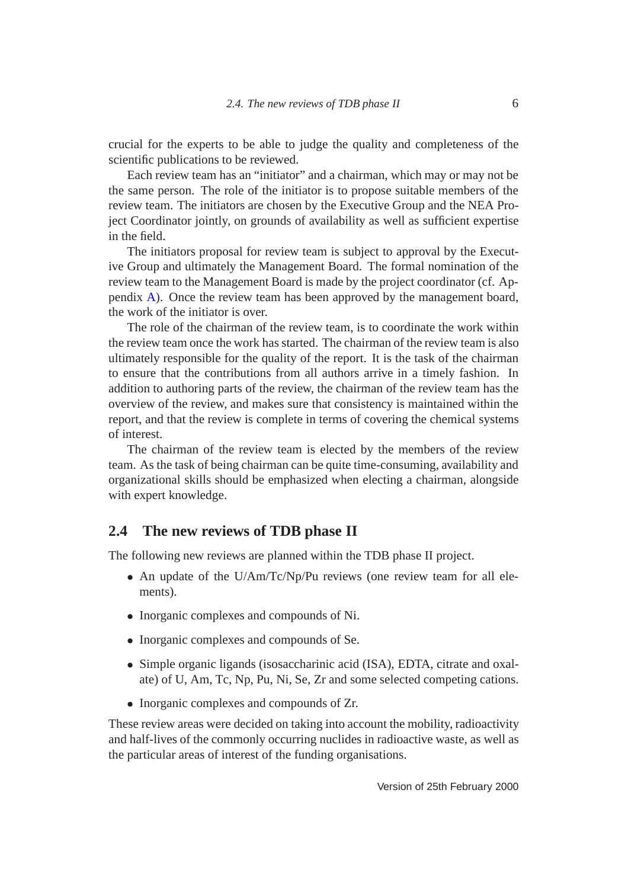crucial for the experts to be able to judge the quality and completeness of the scientific publications to be reviewed.

Each review team has an "initiator" and a chairman, which may or may not be the same person. The role of the initiator is to propose suitable members of the review team. The initiators are chosen by the Executive Group and the NEA Project Coordinator jointly, on grounds of availability as well as sufficient expertise in the field.

The initiators proposal for review team is subject to approval by the Executive Group and ultimately the Management Board. The formal nomination of the review team to the Management Board is made by the project coordinator (cf. Appendix A). Once the review team has been approved by the management board, the work of the initiator is over.

The role of the chairman of the review team, is to coordinate the work within the review team once the work has started. The chairman of the review team is also ultimately responsible for the quality of the report. It is the task of the chairman to ensure that the contributions from all authors arrive in a timely fashion. In addition to authoring parts of the review, the chairman of the review team has the overview of the review, and makes sure that consistency is maintained within the report, and that the review is complete in terms of covering the chemical systems of interest.

The chairman of the review team is elected by the members of the review team. As the task of being chairman can be quite time-consuming, availability and organizational skills should be emphasized when electing a chairman, alongside with expert knowledge.

## 2.4 The new reviews of TDB phase II

The following new reviews are planned within the TDB phase II project.

- An update of the U/Am/Tc/Np/Pu reviews (one review team for all elements).
- Inorganic complexes and compounds of Ni.
- Inorganic complexes and compounds of Se.
- Simple organic ligands (isosaccharinic acid (ISA), EDTA, citrate and oxalate) of U, Am, Tc, Np, Pu, Ni, Se, Zr and some selected competing cations.
- Inorganic complexes and compounds of Zr.

These review areas were decided on taking into account the mobility, radioactivity and half-lives of the commonly occurring nuclides in radioactive waste, as well as the particular areas of interest of the funding organisations.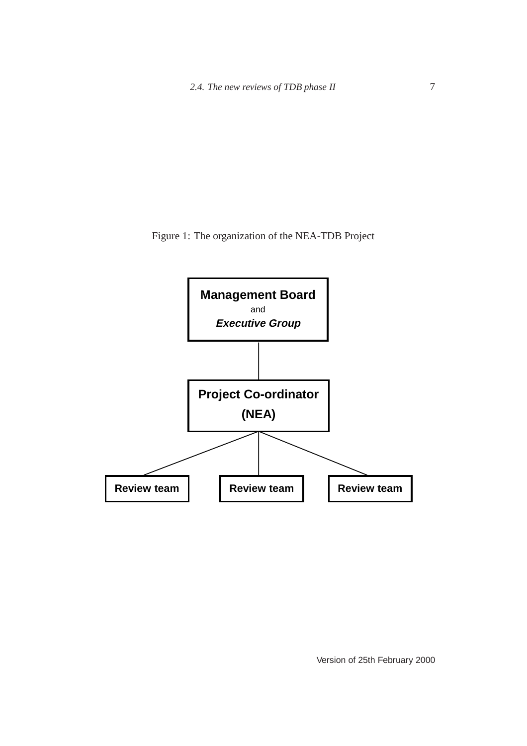Figure 1: The organization of the NEA-TDB Project

**Management Board**
and
***Executive Group***

**Project Co-ordinator**
**(NEA)**

**Review team** | **Review team** | **Review team**

Version of 25th February 2000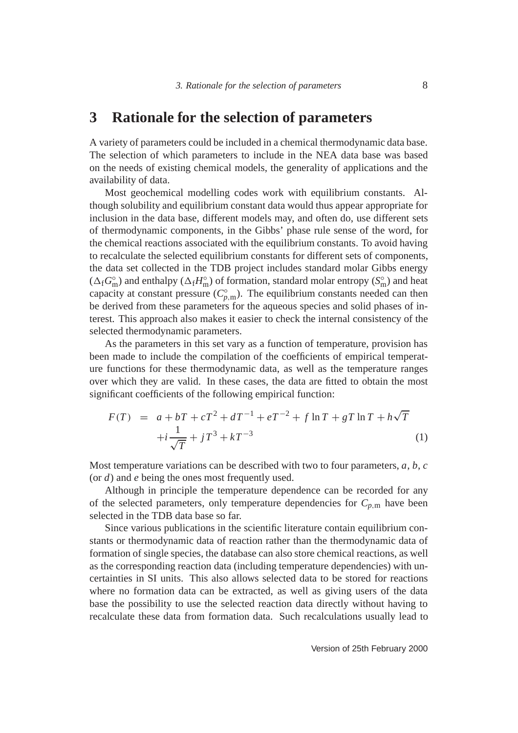# 3 Rationale for the selection of parameters

A variety of parameters could be included in a chemical thermodynamic data base. The selection of which parameters to include in the NEA data base was based on the needs of existing chemical models, the generality of applications and the availability of data.

Most geochemical modelling codes work with equilibrium constants. Although solubility and equilibrium constant data would thus appear appropriate for inclusion in the data base, different models may, and often do, use different sets of thermodynamic components, in the Gibbs' phase rule sense of the word, for the chemical reactions associated with the equilibrium constants. To avoid having to recalculate the selected equilibrium constants for different sets of components, the data set collected in the TDB project includes standard molar Gibbs energy ($\Delta_f G_m^\circ$) and enthalpy ($\Delta_f H_m^\circ$) of formation, standard molar entropy ($S_m^\circ$) and heat capacity at constant pressure ($C_{p,m}^\circ$). The equilibrium constants needed can then be derived from these parameters for the aqueous species and solid phases of interest. This approach also makes it easier to check the internal consistency of the selected thermodynamic parameters.

As the parameters in this set vary as a function of temperature, provision has been made to include the compilation of the coefficients of empirical temperature functions for these thermodynamic data, as well as the temperature ranges over which they are valid. In these cases, the data are fitted to obtain the most significant coefficients of the following empirical function:

$$
\begin{aligned}
F(T) &= a + bT + cT^2 + dT^{-1} + eT^{-2} + f\ln T + gT\ln T + h\sqrt{T} \\
&\quad + i\frac{1}{\sqrt{T}} + jT^3 + kT^{-3}
\end{aligned}
\qquad (1)
$$

Most temperature variations can be described with two to four parameters, $a$, $b$, $c$ (or $d$) and $e$ being the ones most frequently used.

Although in principle the temperature dependence can be recorded for any of the selected parameters, only temperature dependencies for $C_{p,m}$ have been selected in the TDB data base so far.

Since various publications in the scientific literature contain equilibrium constants or thermodynamic data of reaction rather than the thermodynamic data of formation of single species, the database can also store chemical reactions, as well as the corresponding reaction data (including temperature dependencies) with uncertainties in SI units. This also allows selected data to be stored for reactions where no formation data can be extracted, as well as giving users of the data base the possibility to use the selected reaction data directly without having to recalculate these data from formation data. Such recalculations usually lead to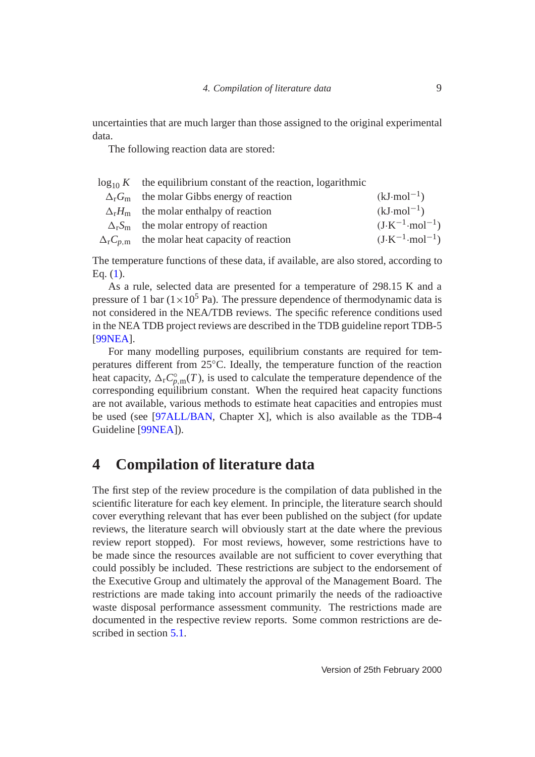uncertainties that are much larger than those assigned to the original experimental data.

The following reaction data are stored:

| | | |
|---|---|---|
| $\log_{10} K$ | the equilibrium constant of the reaction, logarithmic | |
| $\Delta_r G_m$ | the molar Gibbs energy of reaction | $(\text{kJ}\cdot\text{mol}^{-1})$ |
| $\Delta_r H_m$ | the molar enthalpy of reaction | $(\text{kJ}\cdot\text{mol}^{-1})$ |
| $\Delta_r S_m$ | the molar entropy of reaction | $(\text{J}\cdot\text{K}^{-1}\cdot\text{mol}^{-1})$ |
| $\Delta_r C_{p,m}$ | the molar heat capacity of reaction | $(\text{J}\cdot\text{K}^{-1}\cdot\text{mol}^{-1})$ |

The temperature functions of these data, if available, are also stored, according to Eq. (1).

As a rule, selected data are presented for a temperature of 298.15 K and a pressure of 1 bar ($1\times10^5$ Pa). The pressure dependence of thermodynamic data is not considered in the NEA/TDB reviews. The specific reference conditions used in the NEA TDB project reviews are described in the TDB guideline report TDB-5 [99NEA].

For many modelling purposes, equilibrium constants are required for temperatures different from 25°C. Ideally, the temperature function of the reaction heat capacity, $\Delta_r C^\circ_{p,m}(T)$, is used to calculate the temperature dependence of the corresponding equilibrium constant. When the required heat capacity functions are not available, various methods to estimate heat capacities and entropies must be used (see [97ALL/BAN, Chapter X], which is also available as the TDB-4 Guideline [99NEA]).

# 4 Compilation of literature data

The first step of the review procedure is the compilation of data published in the scientific literature for each key element. In principle, the literature search should cover everything relevant that has ever been published on the subject (for update reviews, the literature search will obviously start at the date where the previous review report stopped). For most reviews, however, some restrictions have to be made since the resources available are not sufficient to cover everything that could possibly be included. These restrictions are subject to the endorsement of the Executive Group and ultimately the approval of the Management Board. The restrictions are made taking into account primarily the needs of the radioactive waste disposal performance assessment community. The restrictions made are documented in the respective review reports. Some common restrictions are described in section 5.1.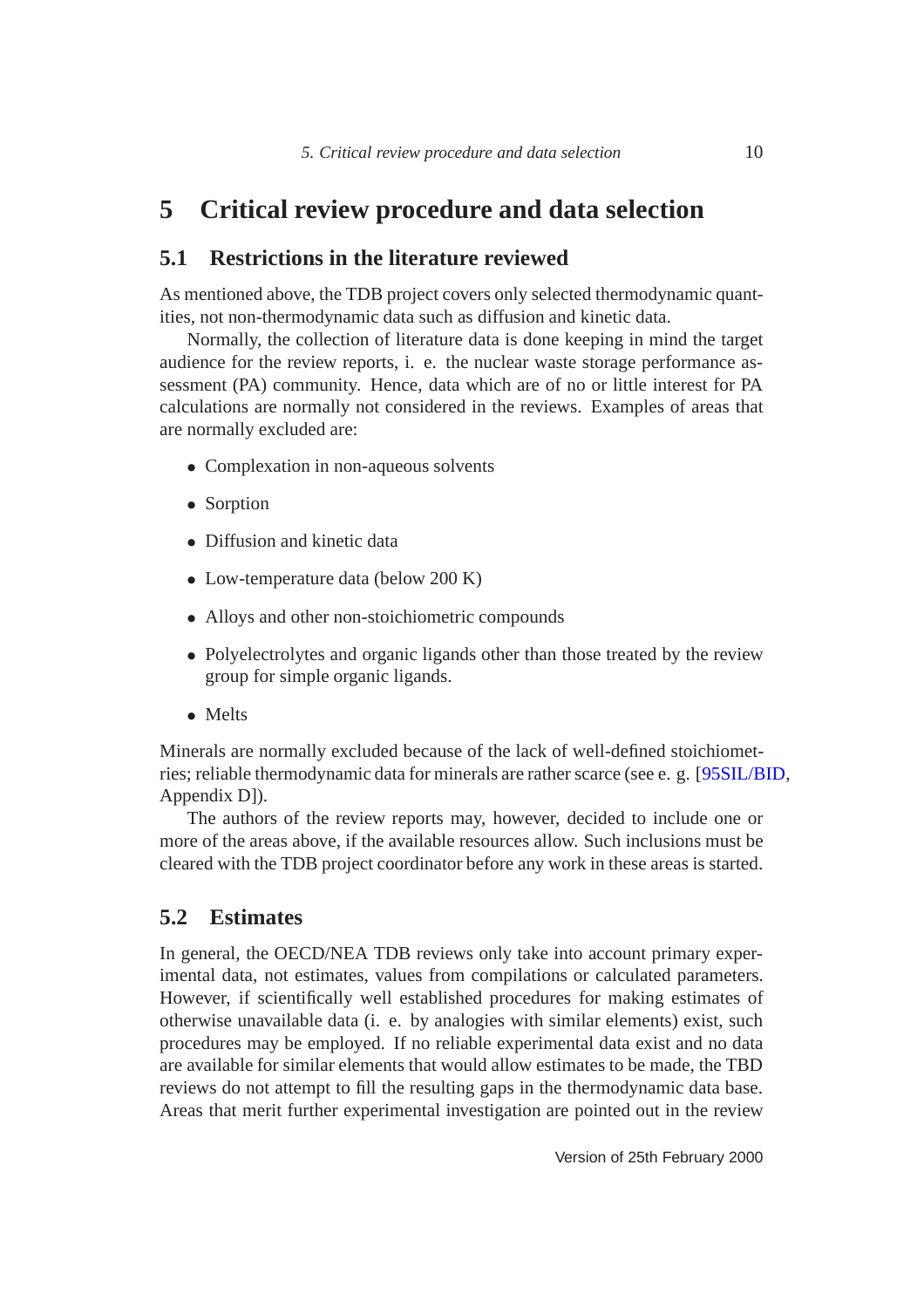// 5 Critical review procedure and data selection

## 5.1 Restrictions in the literature reviewed

As mentioned above, the TDB project covers only selected thermodynamic quantities, not non-thermodynamic data such as diffusion and kinetic data.

Normally, the collection of literature data is done keeping in mind the target audience for the review reports, i. e. the nuclear waste storage performance assessment (PA) community. Hence, data which are of no or little interest for PA calculations are normally not considered in the reviews. Examples of areas that are normally excluded are:

- Complexation in non-aqueous solvents
- Sorption
- Diffusion and kinetic data
- Low-temperature data (below 200 K)
- Alloys and other non-stoichiometric compounds
- Polyelectrolytes and organic ligands other than those treated by the review group for simple organic ligands.
- Melts

Minerals are normally excluded because of the lack of well-defined stoichiometries; reliable thermodynamic data for minerals are rather scarce (see e. g. [95SIL/BID, Appendix D]).

The authors of the review reports may, however, decided to include one or more of the areas above, if the available resources allow. Such inclusions must be cleared with the TDB project coordinator before any work in these areas is started.

## 5.2 Estimates

In general, the OECD/NEA TDB reviews only take into account primary experimental data, not estimates, values from compilations or calculated parameters. However, if scientifically well established procedures for making estimates of otherwise unavailable data (i. e. by analogies with similar elements) exist, such procedures may be employed. If no reliable experimental data exist and no data are available for similar elements that would allow estimates to be made, the TBD reviews do not attempt to fill the resulting gaps in the thermodynamic data base. Areas that merit further experimental investigation are pointed out in the review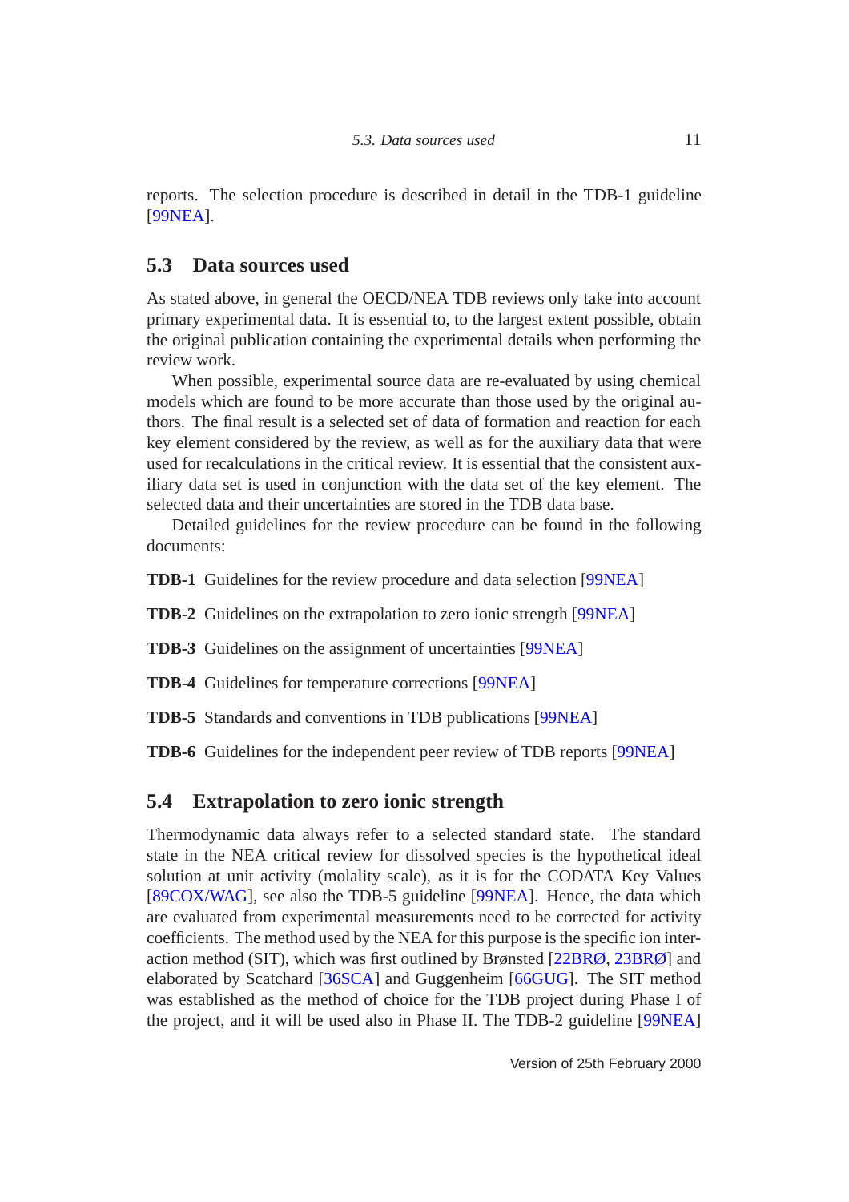reports. The selection procedure is described in detail in the TDB-1 guideline [99NEA].

## 5.3 Data sources used

As stated above, in general the OECD/NEA TDB reviews only take into account primary experimental data. It is essential to, to the largest extent possible, obtain the original publication containing the experimental details when performing the review work.

When possible, experimental source data are re-evaluated by using chemical models which are found to be more accurate than those used by the original authors. The final result is a selected set of data of formation and reaction for each key element considered by the review, as well as for the auxiliary data that were used for recalculations in the critical review. It is essential that the consistent auxiliary data set is used in conjunction with the data set of the key element. The selected data and their uncertainties are stored in the TDB data base.

Detailed guidelines for the review procedure can be found in the following documents:

**TDB-1** Guidelines for the review procedure and data selection [99NEA]

**TDB-2** Guidelines on the extrapolation to zero ionic strength [99NEA]

**TDB-3** Guidelines on the assignment of uncertainties [99NEA]

**TDB-4** Guidelines for temperature corrections [99NEA]

**TDB-5** Standards and conventions in TDB publications [99NEA]

**TDB-6** Guidelines for the independent peer review of TDB reports [99NEA]

## 5.4 Extrapolation to zero ionic strength

Thermodynamic data always refer to a selected standard state. The standard state in the NEA critical review for dissolved species is the hypothetical ideal solution at unit activity (molality scale), as it is for the CODATA Key Values [89COX/WAG], see also the TDB-5 guideline [99NEA]. Hence, the data which are evaluated from experimental measurements need to be corrected for activity coefficients. The method used by the NEA for this purpose is the specific ion interaction method (SIT), which was first outlined by Brønsted [22BRØ, 23BRØ] and elaborated by Scatchard [36SCA] and Guggenheim [66GUG]. The SIT method was established as the method of choice for the TDB project during Phase I of the project, and it will be used also in Phase II. The TDB-2 guideline [99NEA]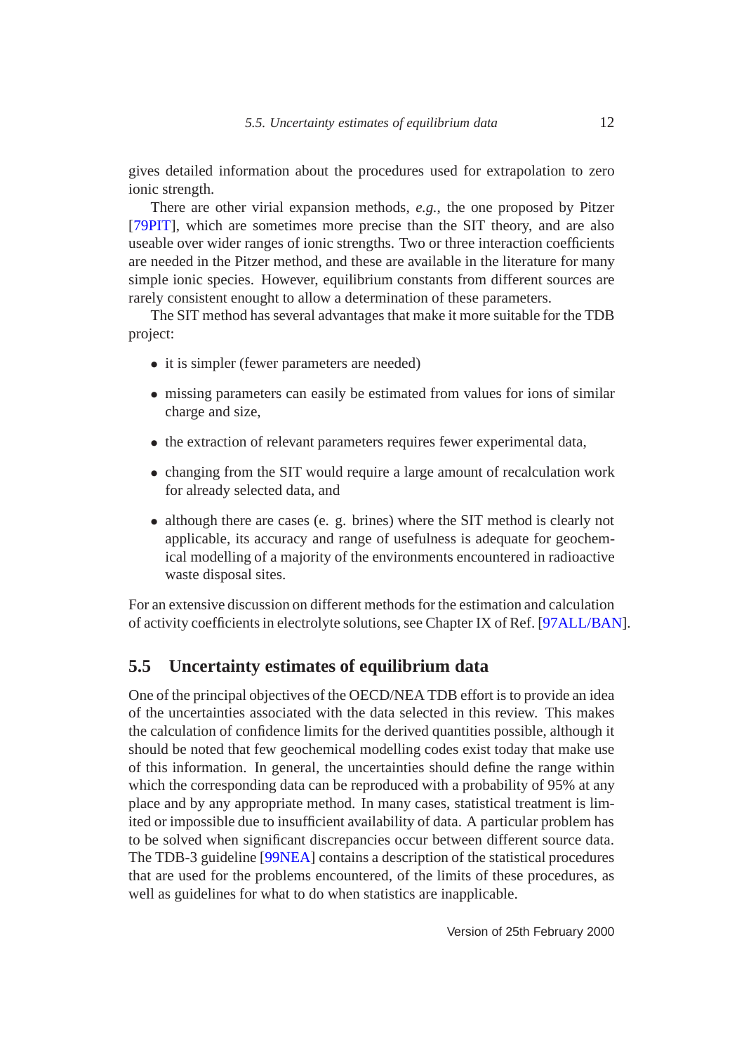gives detailed information about the procedures used for extrapolation to zero ionic strength.

There are other virial expansion methods, *e.g.*, the one proposed by Pitzer [79PIT], which are sometimes more precise than the SIT theory, and are also useable over wider ranges of ionic strengths. Two or three interaction coefficients are needed in the Pitzer method, and these are available in the literature for many simple ionic species. However, equilibrium constants from different sources are rarely consistent enought to allow a determination of these parameters.

The SIT method has several advantages that make it more suitable for the TDB project:

- it is simpler (fewer parameters are needed)
- missing parameters can easily be estimated from values for ions of similar charge and size,
- the extraction of relevant parameters requires fewer experimental data,
- changing from the SIT would require a large amount of recalculation work for already selected data, and
- although there are cases (e. g. brines) where the SIT method is clearly not applicable, its accuracy and range of usefulness is adequate for geochemical modelling of a majority of the environments encountered in radioactive waste disposal sites.

For an extensive discussion on different methods for the estimation and calculation of activity coefficients in electrolyte solutions, see Chapter IX of Ref. [97ALL/BAN].

## 5.5 Uncertainty estimates of equilibrium data

One of the principal objectives of the OECD/NEA TDB effort is to provide an idea of the uncertainties associated with the data selected in this review. This makes the calculation of confidence limits for the derived quantities possible, although it should be noted that few geochemical modelling codes exist today that make use of this information. In general, the uncertainties should define the range within which the corresponding data can be reproduced with a probability of 95% at any place and by any appropriate method. In many cases, statistical treatment is limited or impossible due to insufficient availability of data. A particular problem has to be solved when significant discrepancies occur between different source data. The TDB-3 guideline [99NEA] contains a description of the statistical procedures that are used for the problems encountered, of the limits of these procedures, as well as guidelines for what to do when statistics are inapplicable.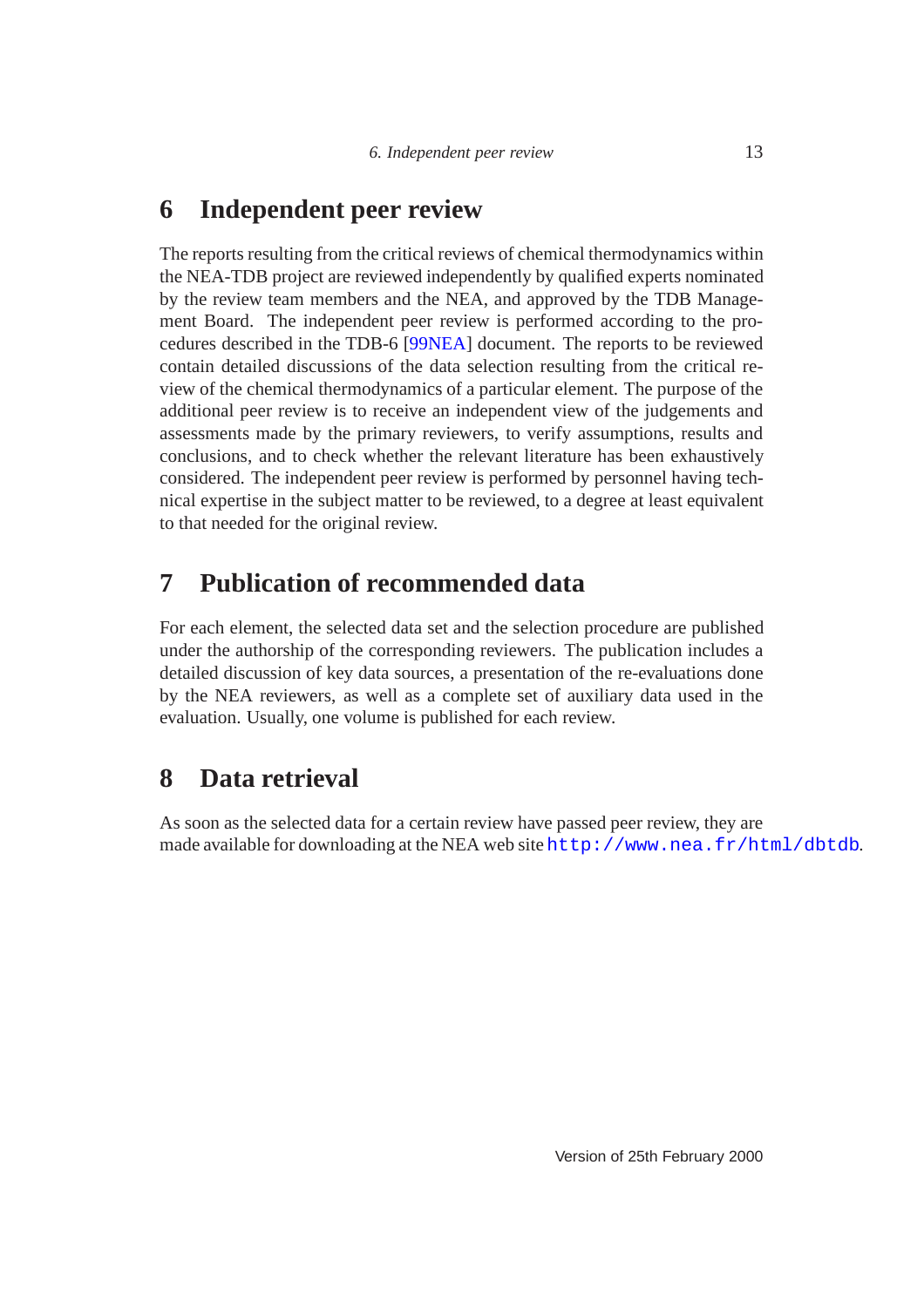# 6 Independent peer review

The reports resulting from the critical reviews of chemical thermodynamics within the NEA-TDB project are reviewed independently by qualified experts nominated by the review team members and the NEA, and approved by the TDB Management Board. The independent peer review is performed according to the procedures described in the TDB-6 [99NEA] document. The reports to be reviewed contain detailed discussions of the data selection resulting from the critical review of the chemical thermodynamics of a particular element. The purpose of the additional peer review is to receive an independent view of the judgements and assessments made by the primary reviewers, to verify assumptions, results and conclusions, and to check whether the relevant literature has been exhaustively considered. The independent peer review is performed by personnel having technical expertise in the subject matter to be reviewed, to a degree at least equivalent to that needed for the original review.

# 7 Publication of recommended data

For each element, the selected data set and the selection procedure are published under the authorship of the corresponding reviewers. The publication includes a detailed discussion of key data sources, a presentation of the re-evaluations done by the NEA reviewers, as well as a complete set of auxiliary data used in the evaluation. Usually, one volume is published for each review.

# 8 Data retrieval

As soon as the selected data for a certain review have passed peer review, they are made available for downloading at the NEA web site `http://www.nea.fr/html/dbtdb`.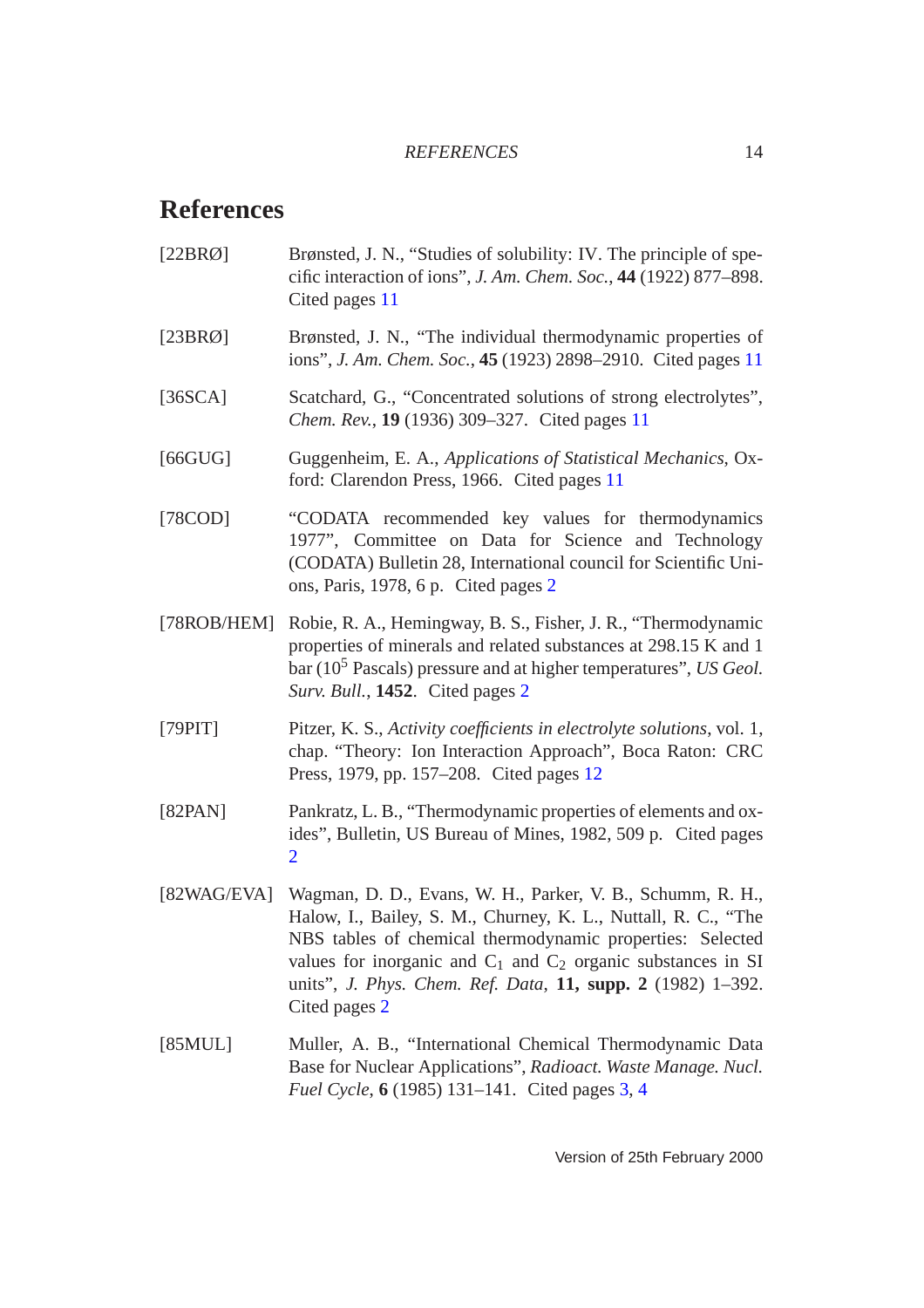# References

[22BRØ] Brønsted, J. N., "Studies of solubility: IV. The principle of specific interaction of ions", *J. Am. Chem. Soc.*, **44** (1922) 877–898. Cited pages 11

[23BRØ] Brønsted, J. N., "The individual thermodynamic properties of ions", *J. Am. Chem. Soc.*, **45** (1923) 2898–2910. Cited pages 11

[36SCA] Scatchard, G., "Concentrated solutions of strong electrolytes", *Chem. Rev.*, **19** (1936) 309–327. Cited pages 11

[66GUG] Guggenheim, E. A., *Applications of Statistical Mechanics*, Oxford: Clarendon Press, 1966. Cited pages 11

[78COD] "CODATA recommended key values for thermodynamics 1977", Committee on Data for Science and Technology (CODATA) Bulletin 28, International council for Scientific Unions, Paris, 1978, 6 p. Cited pages 2

[78ROB/HEM] Robie, R. A., Hemingway, B. S., Fisher, J. R., "Thermodynamic properties of minerals and related substances at 298.15 K and 1 bar ($10^5$ Pascals) pressure and at higher temperatures", *US Geol. Surv. Bull.*, **1452**. Cited pages 2

[79PIT] Pitzer, K. S., *Activity coefficients in electrolyte solutions*, vol. 1, chap. "Theory: Ion Interaction Approach", Boca Raton: CRC Press, 1979, pp. 157–208. Cited pages 12

[82PAN] Pankratz, L. B., "Thermodynamic properties of elements and oxides", Bulletin, US Bureau of Mines, 1982, 509 p. Cited pages 2

[82WAG/EVA] Wagman, D. D., Evans, W. H., Parker, V. B., Schumm, R. H., Halow, I., Bailey, S. M., Churney, K. L., Nuttall, R. C., "The NBS tables of chemical thermodynamic properties: Selected values for inorganic and $C_1$ and $C_2$ organic substances in SI units", *J. Phys. Chem. Ref. Data*, **11, supp. 2** (1982) 1–392. Cited pages 2

[85MUL] Muller, A. B., "International Chemical Thermodynamic Data Base for Nuclear Applications", *Radioact. Waste Manage. Nucl. Fuel Cycle*, **6** (1985) 131–141. Cited pages 3, 4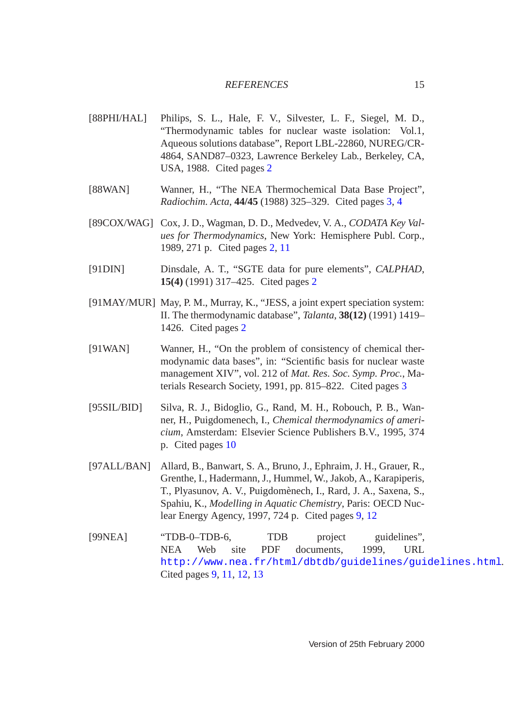[88PHI/HAL] Philips, S. L., Hale, F. V., Silvester, L. F., Siegel, M. D., "Thermodynamic tables for nuclear waste isolation: Vol.1, Aqueous solutions database", Report LBL-22860, NUREG/CR-4864, SAND87–0323, Lawrence Berkeley Lab., Berkeley, CA, USA, 1988. Cited pages 2

[88WAN] Wanner, H., "The NEA Thermochemical Data Base Project", *Radiochim. Acta*, **44/45** (1988) 325–329. Cited pages 3, 4

[89COX/WAG] Cox, J. D., Wagman, D. D., Medvedev, V. A., *CODATA Key Values for Thermodynamics*, New York: Hemisphere Publ. Corp., 1989, 271 p. Cited pages 2, 11

[91DIN] Dinsdale, A. T., "SGTE data for pure elements", *CALPHAD*, **15(4)** (1991) 317–425. Cited pages 2

[91MAY/MUR] May, P. M., Murray, K., "JESS, a joint expert speciation system: II. The thermodynamic database", *Talanta*, **38(12)** (1991) 1419–1426. Cited pages 2

[91WAN] Wanner, H., "On the problem of consistency of chemical thermodynamic data bases", in: "Scientific basis for nuclear waste management XIV", vol. 212 of *Mat. Res. Soc. Symp. Proc.*, Materials Research Society, 1991, pp. 815–822. Cited pages 3

[95SIL/BID] Silva, R. J., Bidoglio, G., Rand, M. H., Robouch, P. B., Wanner, H., Puigdomenech, I., *Chemical thermodynamics of americium*, Amsterdam: Elsevier Science Publishers B.V., 1995, 374 p. Cited pages 10

[97ALL/BAN] Allard, B., Banwart, S. A., Bruno, J., Ephraim, J. H., Grauer, R., Grenthe, I., Hadermann, J., Hummel, W., Jakob, A., Karapiperis, T., Plyasunov, A. V., Puigdomènech, I., Rard, J. A., Saxena, S., Spahiu, K., *Modelling in Aquatic Chemistry*, Paris: OECD Nuclear Energy Agency, 1997, 724 p. Cited pages 9, 12

[99NEA] "TDB-0–TDB-6, TDB project guidelines", NEA Web site PDF documents, 1999, URL `http://www.nea.fr/html/dbtdb/guidelines/guidelines.html`. Cited pages 9, 11, 12, 13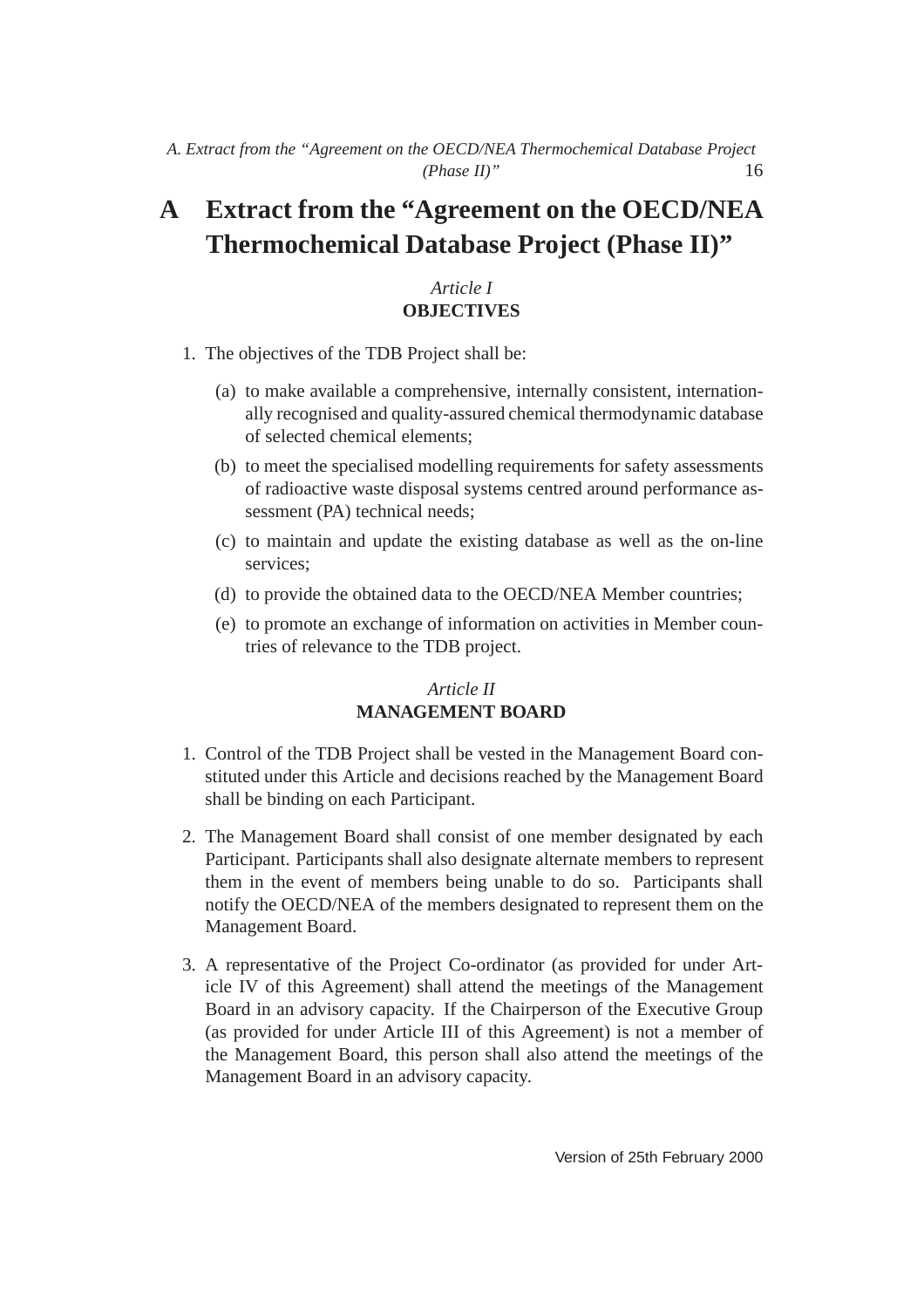# A Extract from the "Agreement on the OECD/NEA Thermochemical Database Project (Phase II)"

*Article I*
**OBJECTIVES**

1. The objectives of the TDB Project shall be:

   (a) to make available a comprehensive, internally consistent, internationally recognised and quality-assured chemical thermodynamic database of selected chemical elements;

   (b) to meet the specialised modelling requirements for safety assessments of radioactive waste disposal systems centred around performance assessment (PA) technical needs;

   (c) to maintain and update the existing database as well as the on-line services;

   (d) to provide the obtained data to the OECD/NEA Member countries;

   (e) to promote an exchange of information on activities in Member countries of relevance to the TDB project.

*Article II*
**MANAGEMENT BOARD**

1. Control of the TDB Project shall be vested in the Management Board constituted under this Article and decisions reached by the Management Board shall be binding on each Participant.

2. The Management Board shall consist of one member designated by each Participant. Participants shall also designate alternate members to represent them in the event of members being unable to do so. Participants shall notify the OECD/NEA of the members designated to represent them on the Management Board.

3. A representative of the Project Co-ordinator (as provided for under Article IV of this Agreement) shall attend the meetings of the Management Board in an advisory capacity. If the Chairperson of the Executive Group (as provided for under Article III of this Agreement) is not a member of the Management Board, this person shall also attend the meetings of the Management Board in an advisory capacity.

Version of 25th February 2000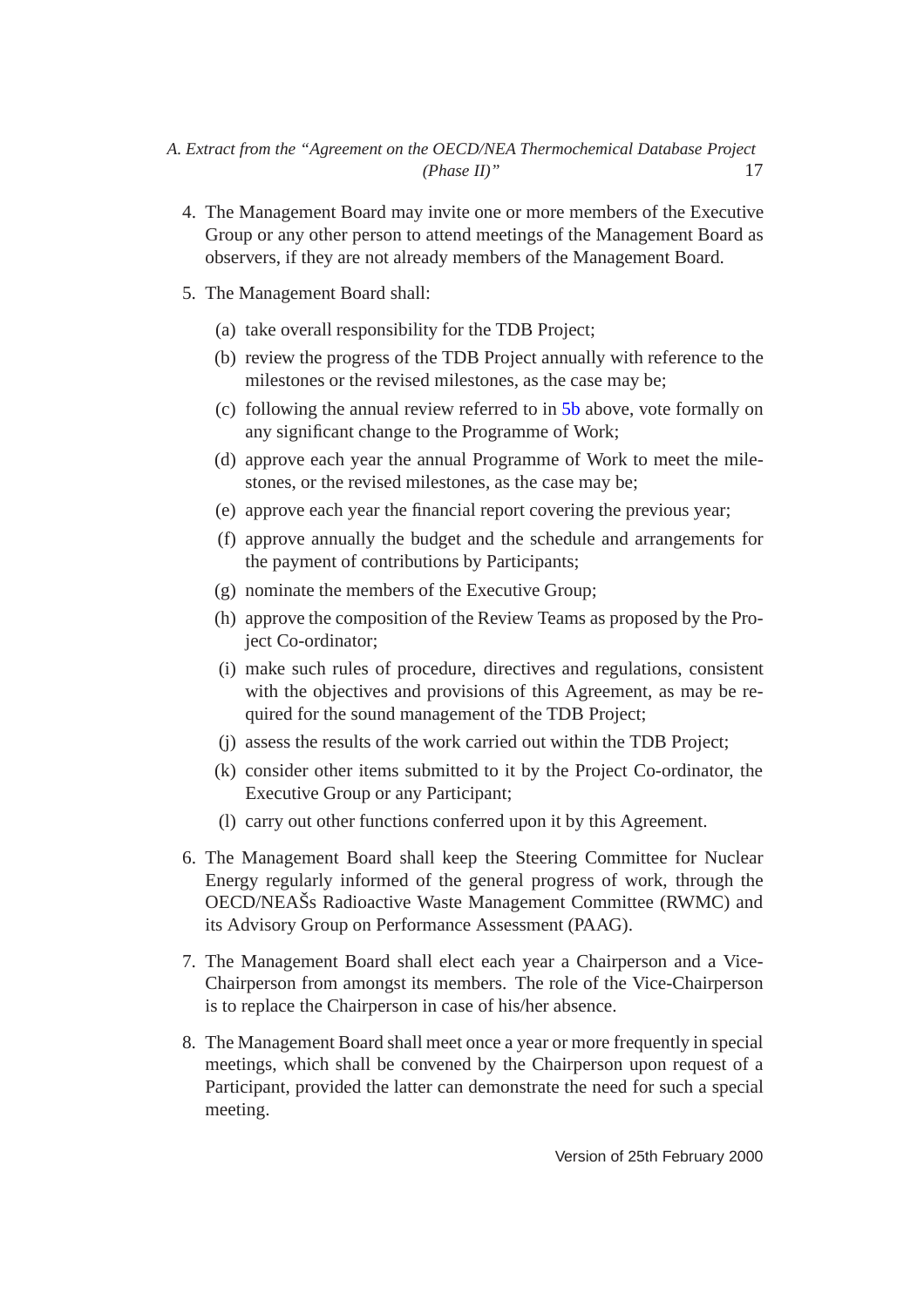4. The Management Board may invite one or more members of the Executive Group or any other person to attend meetings of the Management Board as observers, if they are not already members of the Management Board.

5. The Management Board shall:

   (a) take overall responsibility for the TDB Project;

   (b) review the progress of the TDB Project annually with reference to the milestones or the revised milestones, as the case may be;

   (c) following the annual review referred to in 5b above, vote formally on any significant change to the Programme of Work;

   (d) approve each year the annual Programme of Work to meet the milestones, or the revised milestones, as the case may be;

   (e) approve each year the financial report covering the previous year;

   (f) approve annually the budget and the schedule and arrangements for the payment of contributions by Participants;

   (g) nominate the members of the Executive Group;

   (h) approve the composition of the Review Teams as proposed by the Project Co-ordinator;

   (i) make such rules of procedure, directives and regulations, consistent with the objectives and provisions of this Agreement, as may be required for the sound management of the TDB Project;

   (j) assess the results of the work carried out within the TDB Project;

   (k) consider other items submitted to it by the Project Co-ordinator, the Executive Group or any Participant;

   (l) carry out other functions conferred upon it by this Agreement.

6. The Management Board shall keep the Steering Committee for Nuclear Energy regularly informed of the general progress of work, through the OECD/NEAŠs Radioactive Waste Management Committee (RWMC) and its Advisory Group on Performance Assessment (PAAG).

7. The Management Board shall elect each year a Chairperson and a Vice-Chairperson from amongst its members. The role of the Vice-Chairperson is to replace the Chairperson in case of his/her absence.

8. The Management Board shall meet once a year or more frequently in special meetings, which shall be convened by the Chairperson upon request of a Participant, provided the latter can demonstrate the need for such a special meeting.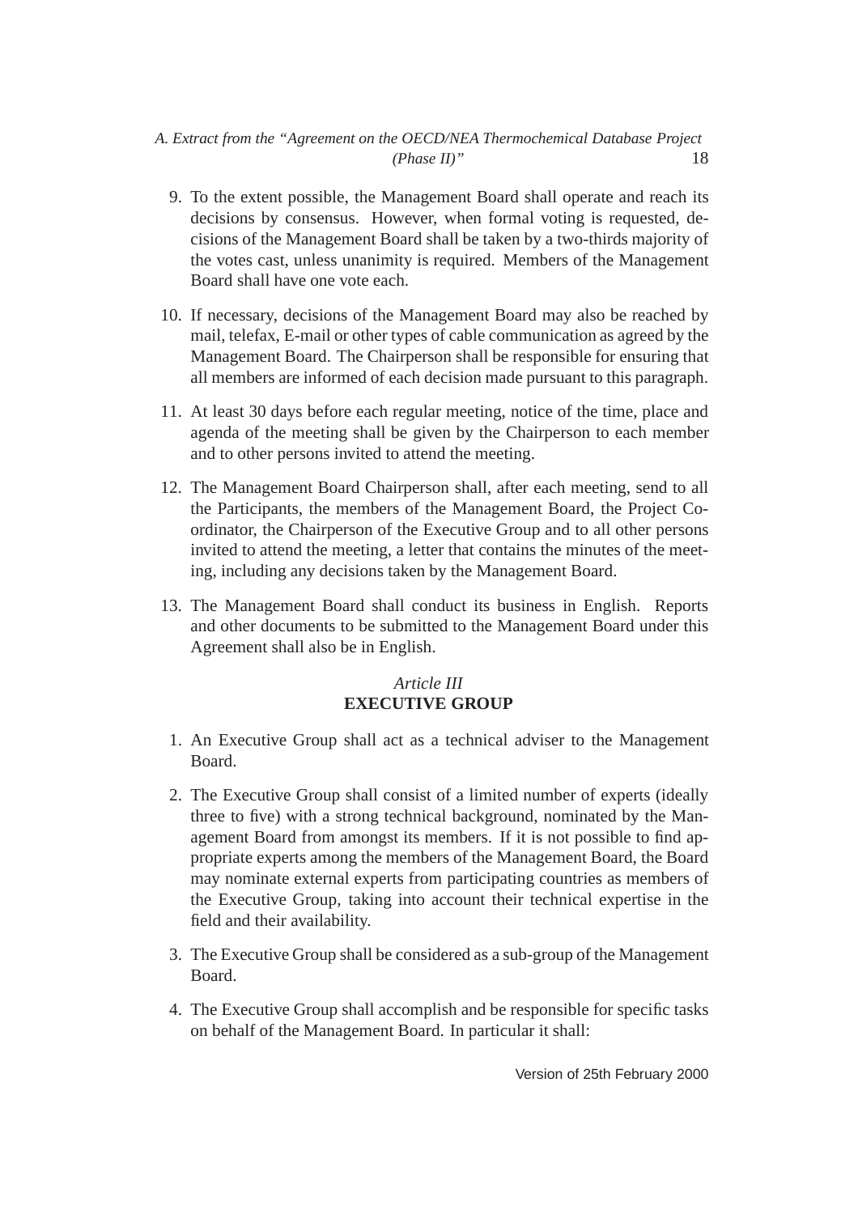9. To the extent possible, the Management Board shall operate and reach its decisions by consensus. However, when formal voting is requested, decisions of the Management Board shall be taken by a two-thirds majority of the votes cast, unless unanimity is required. Members of the Management Board shall have one vote each.

10. If necessary, decisions of the Management Board may also be reached by mail, telefax, E-mail or other types of cable communication as agreed by the Management Board. The Chairperson shall be responsible for ensuring that all members are informed of each decision made pursuant to this paragraph.

11. At least 30 days before each regular meeting, notice of the time, place and agenda of the meeting shall be given by the Chairperson to each member and to other persons invited to attend the meeting.

12. The Management Board Chairperson shall, after each meeting, send to all the Participants, the members of the Management Board, the Project Coordinator, the Chairperson of the Executive Group and to all other persons invited to attend the meeting, a letter that contains the minutes of the meeting, including any decisions taken by the Management Board.

13. The Management Board shall conduct its business in English. Reports and other documents to be submitted to the Management Board under this Agreement shall also be in English.

## *Article III*
## **EXECUTIVE GROUP**

1. An Executive Group shall act as a technical adviser to the Management Board.

2. The Executive Group shall consist of a limited number of experts (ideally three to five) with a strong technical background, nominated by the Management Board from amongst its members. If it is not possible to find appropriate experts among the members of the Management Board, the Board may nominate external experts from participating countries as members of the Executive Group, taking into account their technical expertise in the field and their availability.

3. The Executive Group shall be considered as a sub-group of the Management Board.

4. The Executive Group shall accomplish and be responsible for specific tasks on behalf of the Management Board. In particular it shall: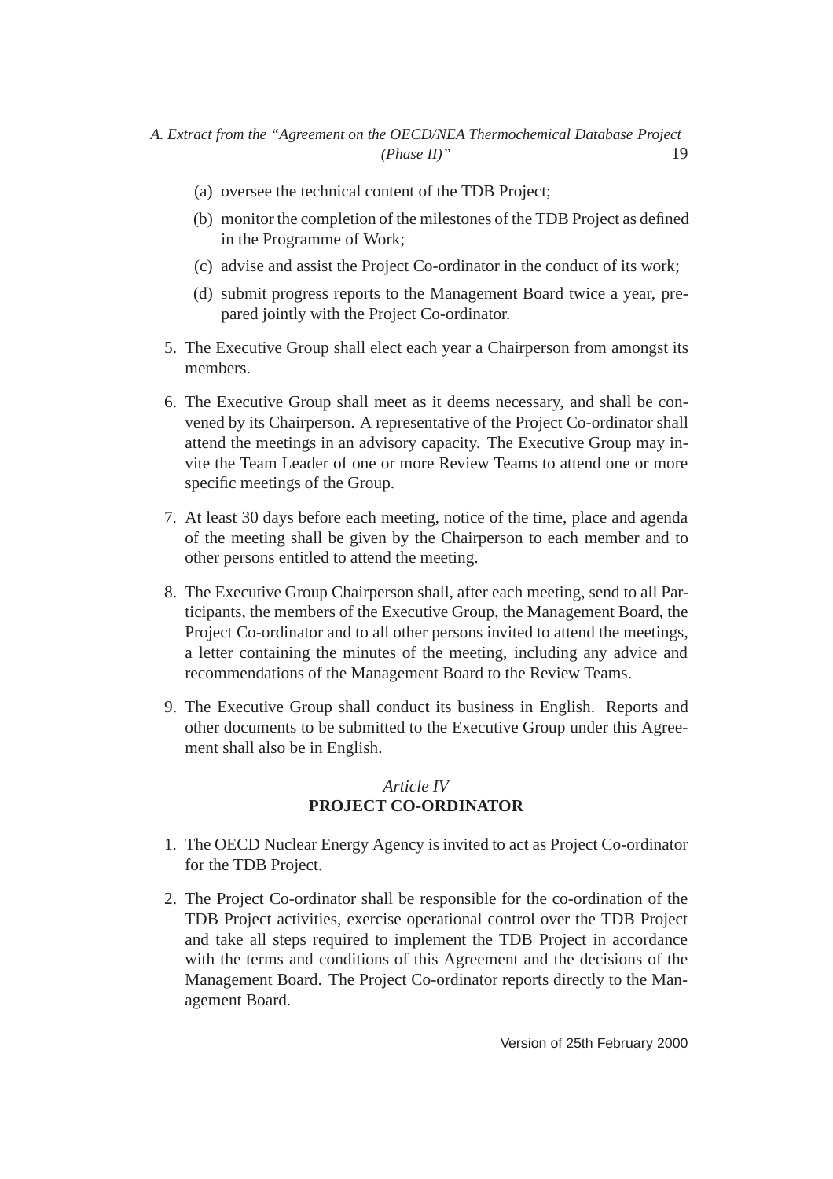(a) oversee the technical content of the TDB Project;

(b) monitor the completion of the milestones of the TDB Project as defined in the Programme of Work;

(c) advise and assist the Project Co-ordinator in the conduct of its work;

(d) submit progress reports to the Management Board twice a year, prepared jointly with the Project Co-ordinator.

5. The Executive Group shall elect each year a Chairperson from amongst its members.

6. The Executive Group shall meet as it deems necessary, and shall be convened by its Chairperson. A representative of the Project Co-ordinator shall attend the meetings in an advisory capacity. The Executive Group may invite the Team Leader of one or more Review Teams to attend one or more specific meetings of the Group.

7. At least 30 days before each meeting, notice of the time, place and agenda of the meeting shall be given by the Chairperson to each member and to other persons entitled to attend the meeting.

8. The Executive Group Chairperson shall, after each meeting, send to all Participants, the members of the Executive Group, the Management Board, the Project Co-ordinator and to all other persons invited to attend the meetings, a letter containing the minutes of the meeting, including any advice and recommendations of the Management Board to the Review Teams.

9. The Executive Group shall conduct its business in English. Reports and other documents to be submitted to the Executive Group under this Agreement shall also be in English.

## *Article IV*
## **PROJECT CO-ORDINATOR**

1. The OECD Nuclear Energy Agency is invited to act as Project Co-ordinator for the TDB Project.

2. The Project Co-ordinator shall be responsible for the co-ordination of the TDB Project activities, exercise operational control over the TDB Project and take all steps required to implement the TDB Project in accordance with the terms and conditions of this Agreement and the decisions of the Management Board. The Project Co-ordinator reports directly to the Management Board.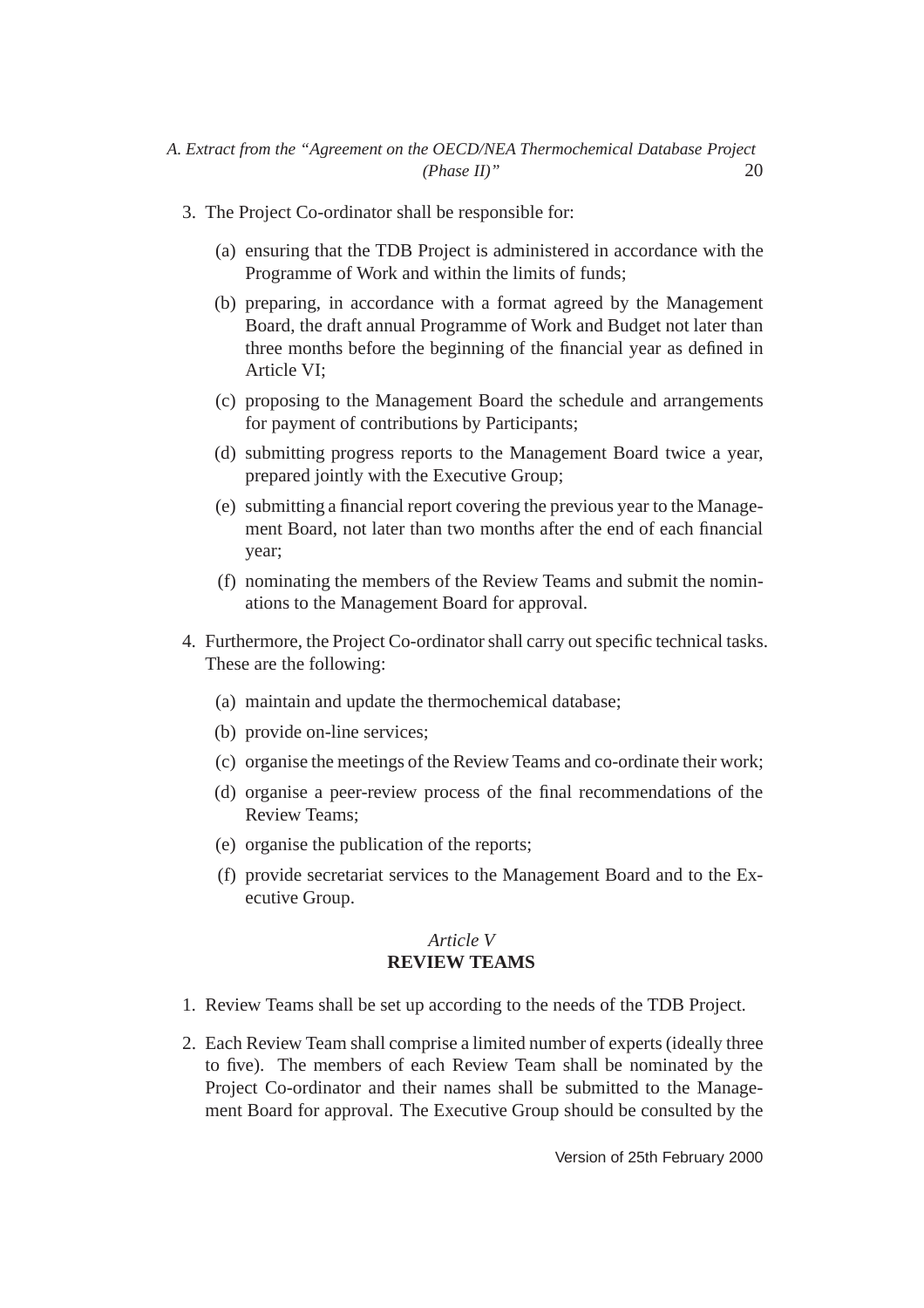3. The Project Co-ordinator shall be responsible for:

   (a) ensuring that the TDB Project is administered in accordance with the Programme of Work and within the limits of funds;

   (b) preparing, in accordance with a format agreed by the Management Board, the draft annual Programme of Work and Budget not later than three months before the beginning of the financial year as defined in Article VI;

   (c) proposing to the Management Board the schedule and arrangements for payment of contributions by Participants;

   (d) submitting progress reports to the Management Board twice a year, prepared jointly with the Executive Group;

   (e) submitting a financial report covering the previous year to the Management Board, not later than two months after the end of each financial year;

   (f) nominating the members of the Review Teams and submit the nominations to the Management Board for approval.

4. Furthermore, the Project Co-ordinator shall carry out specific technical tasks. These are the following:

   (a) maintain and update the thermochemical database;

   (b) provide on-line services;

   (c) organise the meetings of the Review Teams and co-ordinate their work;

   (d) organise a peer-review process of the final recommendations of the Review Teams;

   (e) organise the publication of the reports;

   (f) provide secretariat services to the Management Board and to the Executive Group.

## *Article V*
## **REVIEW TEAMS**

1. Review Teams shall be set up according to the needs of the TDB Project.

2. Each Review Team shall comprise a limited number of experts (ideally three to five). The members of each Review Team shall be nominated by the Project Co-ordinator and their names shall be submitted to the Management Board for approval. The Executive Group should be consulted by the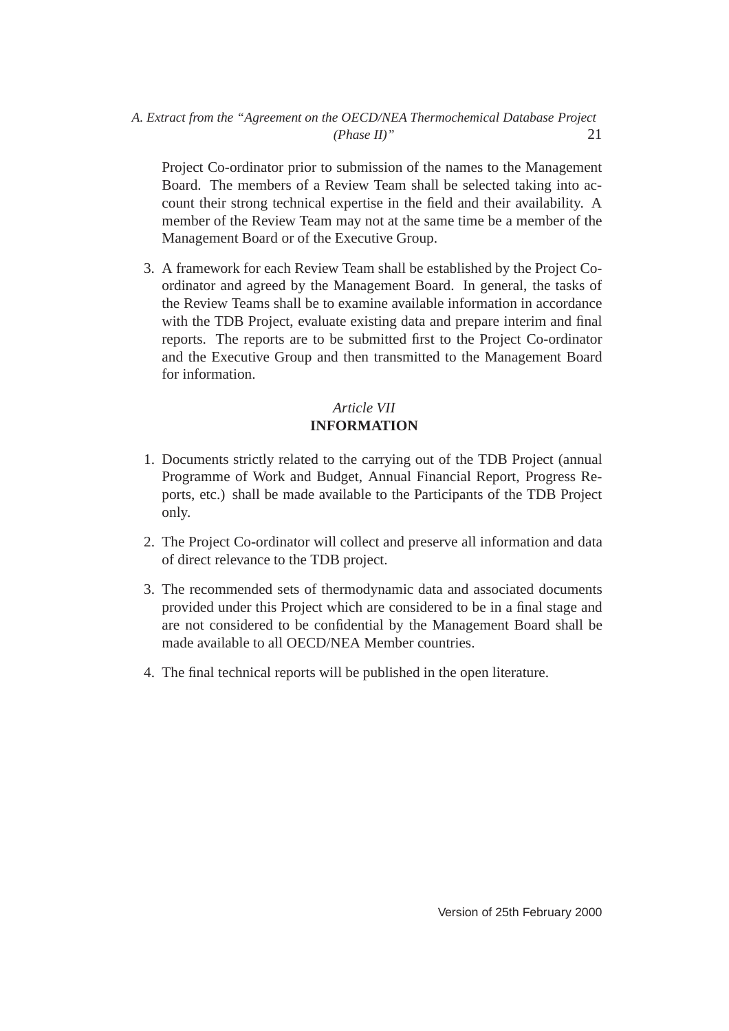Project Co-ordinator prior to submission of the names to the Management Board. The members of a Review Team shall be selected taking into account their strong technical expertise in the field and their availability. A member of the Review Team may not at the same time be a member of the Management Board or of the Executive Group.

3. A framework for each Review Team shall be established by the Project Co-ordinator and agreed by the Management Board. In general, the tasks of the Review Teams shall be to examine available information in accordance with the TDB Project, evaluate existing data and prepare interim and final reports. The reports are to be submitted first to the Project Co-ordinator and the Executive Group and then transmitted to the Management Board for information.

*Article VII*
**INFORMATION**

1. Documents strictly related to the carrying out of the TDB Project (annual Programme of Work and Budget, Annual Financial Report, Progress Reports, etc.) shall be made available to the Participants of the TDB Project only.

2. The Project Co-ordinator will collect and preserve all information and data of direct relevance to the TDB project.

3. The recommended sets of thermodynamic data and associated documents provided under this Project which are considered to be in a final stage and are not considered to be confidential by the Management Board shall be made available to all OECD/NEA Member countries.

4. The final technical reports will be published in the open literature.